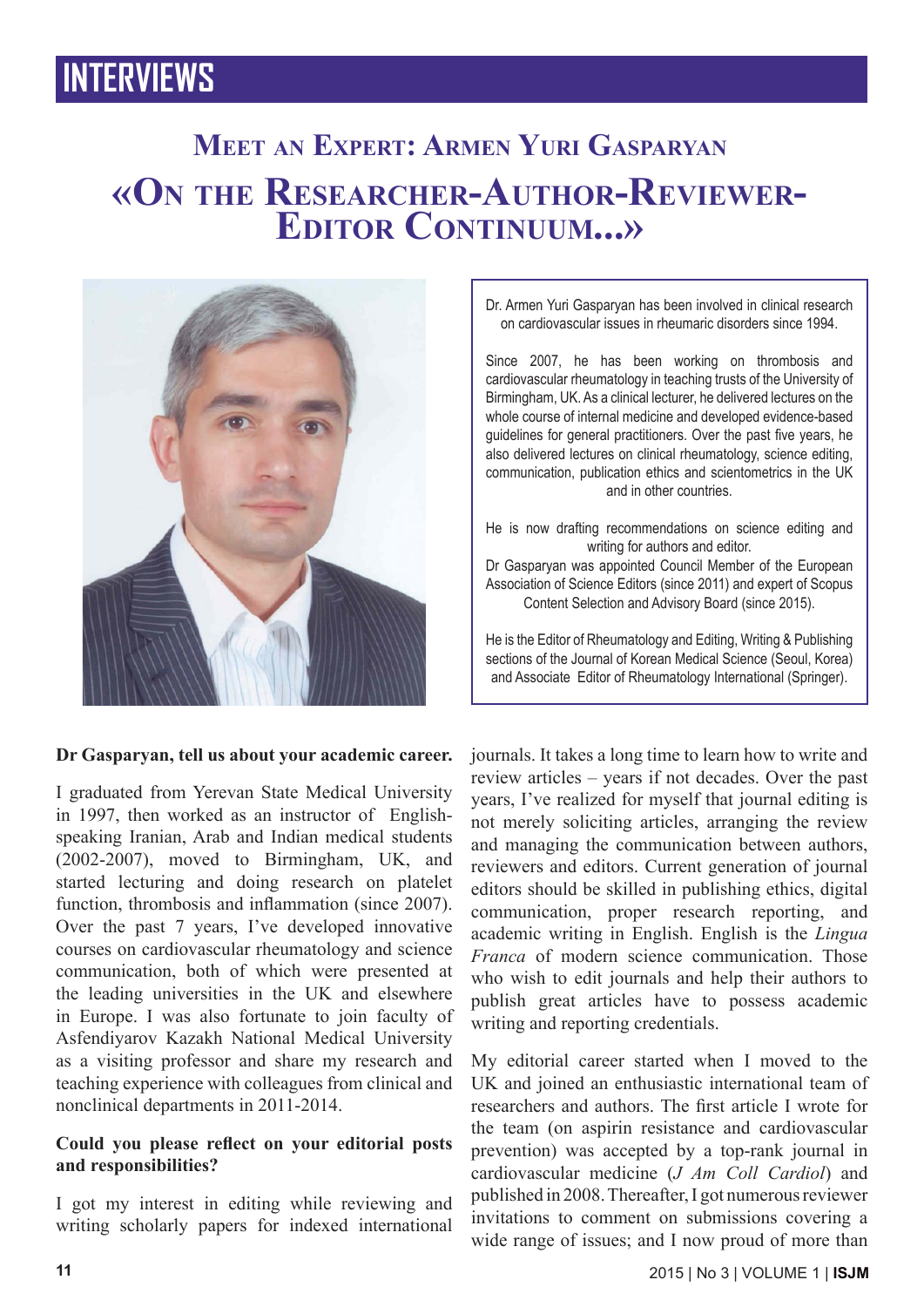# INTERVIEWS

## Meet an Expert: Armen Yuri Gasparyan

## «On the Researcher-Author-Reviewer-Editor Continuum...»

Dr. Armen Yuri Gasparyan has been involved in clinical research on cardiovascular issues in rheumaric disorders since 1994.

Since 2007, he has been working on thrombosis and cardiovascular rheumatology in teaching trusts of the University of Birmingham, UK. As a clinical lecturer, he delivered lectures on the whole course of internal medicine and developed evidence-based guidelines for general practitioners. Over the past five years, he also delivered lectures on clinical rheumatology, science editing, communication, publication ethics and scientometrics in the UK and in other countries.

He is now drafting recommendations on science editing and writing for authors and editor.
Dr Gasparyan was appointed Council Member of the European Association of Science Editors (since 2011) and expert of Scopus Content Selection and Advisory Board (since 2015).

He is the Editor of Rheumatology and Editing, Writing & Publishing sections of the Journal of Korean Medical Science (Seoul, Korea) and Associate Editor of Rheumatology International (Springer).

**Dr Gasparyan, tell us about your academic career.**

I graduated from Yerevan State Medical University in 1997, then worked as an instructor of English-speaking Iranian, Arab and Indian medical students (2002-2007), moved to Birmingham, UK, and started lecturing and doing research on platelet function, thrombosis and inflammation (since 2007). Over the past 7 years, I've developed innovative courses on cardiovascular rheumatology and science communication, both of which were presented at the leading universities in the UK and elsewhere in Europe. I was also fortunate to join faculty of Asfendiyarov Kazakh National Medical University as a visiting professor and share my research and teaching experience with colleagues from clinical and nonclinical departments in 2011-2014.

**Could you please reflect on your editorial posts and responsibilities?**

I got my interest in editing while reviewing and writing scholarly papers for indexed international journals. It takes a long time to learn how to write and review articles – years if not decades. Over the past years, I've realized for myself that journal editing is not merely soliciting articles, arranging the review and managing the communication between authors, reviewers and editors. Current generation of journal editors should be skilled in publishing ethics, digital communication, proper research reporting, and academic writing in English. English is the *Lingua Franca* of modern science communication. Those who wish to edit journals and help their authors to publish great articles have to possess academic writing and reporting credentials.

My editorial career started when I moved to the UK and joined an enthusiastic international team of researchers and authors. The first article I wrote for the team (on aspirin resistance and cardiovascular prevention) was accepted by a top-rank journal in cardiovascular medicine (*J Am Coll Cardiol*) and published in 2008. Thereafter, I got numerous reviewer invitations to comment on submissions covering a wide range of issues; and I now proud of more than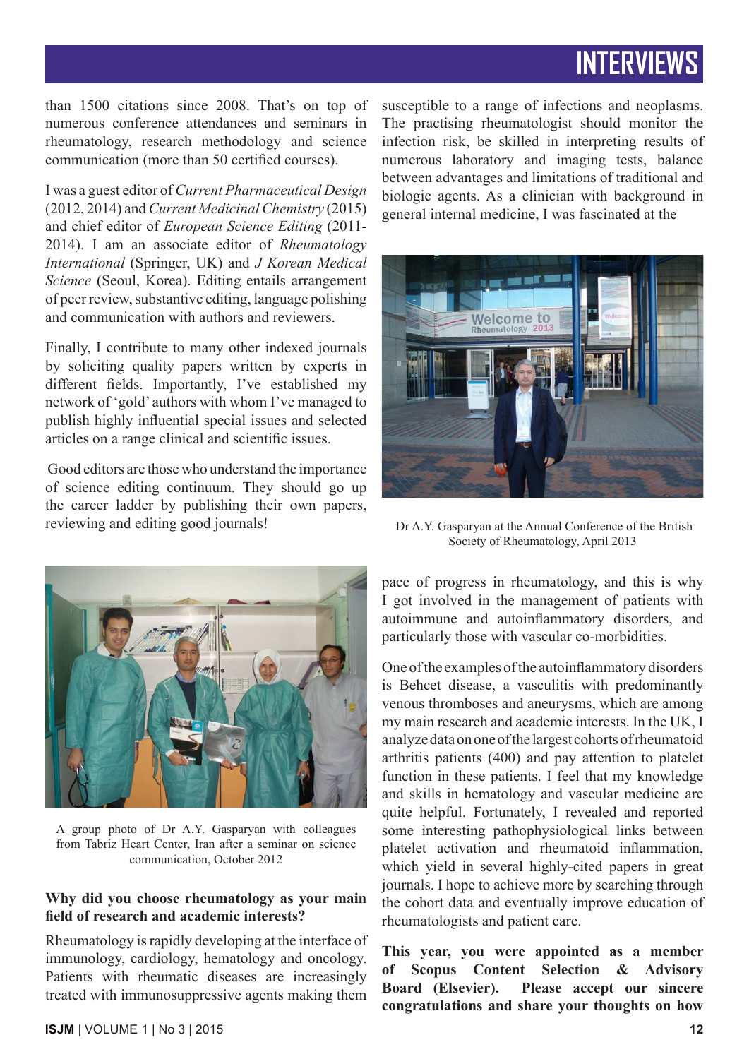than 1500 citations since 2008. That's on top of numerous conference attendances and seminars in rheumatology, research methodology and science communication (more than 50 certified courses).

I was a guest editor of *Current Pharmaceutical Design* (2012, 2014) and *Current Medicinal Chemistry* (2015) and chief editor of *European Science Editing* (2011-2014). I am an associate editor of *Rheumatology International* (Springer, UK) and *J Korean Medical Science* (Seoul, Korea). Editing entails arrangement of peer review, substantive editing, language polishing and communication with authors and reviewers.

Finally, I contribute to many other indexed journals by soliciting quality papers written by experts in different fields. Importantly, I've established my network of 'gold' authors with whom I've managed to publish highly influential special issues and selected articles on a range clinical and scientific issues.

Good editors are those who understand the importance of science editing continuum. They should go up the career ladder by publishing their own papers, reviewing and editing good journals!

A group photo of Dr A.Y. Gasparyan with colleagues from Tabriz Heart Center, Iran after a seminar on science communication, October 2012

**Why did you choose rheumatology as your main field of research and academic interests?**

Rheumatology is rapidly developing at the interface of immunology, cardiology, hematology and oncology. Patients with rheumatic diseases are increasingly treated with immunosuppressive agents making them susceptible to a range of infections and neoplasms. The practising rheumatologist should monitor the infection risk, be skilled in interpreting results of numerous laboratory and imaging tests, balance between advantages and limitations of traditional and biologic agents. As a clinician with background in general internal medicine, I was fascinated at the pace of progress in rheumatology, and this is why I got involved in the management of patients with autoimmune and autoinflammatory disorders, and particularly those with vascular co-morbidities.

Dr A.Y. Gasparyan at the Annual Conference of the British Society of Rheumatology, April 2013

One of the examples of the autoinflammatory disorders is Behcet disease, a vasculitis with predominantly venous thromboses and aneurysms, which are among my main research and academic interests. In the UK, I analyze data on one of the largest cohorts of rheumatoid arthritis patients (400) and pay attention to platelet function in these patients. I feel that my knowledge and skills in hematology and vascular medicine are quite helpful. Fortunately, I revealed and reported some interesting pathophysiological links between platelet activation and rheumatoid inflammation, which yield in several highly-cited papers in great journals. I hope to achieve more by searching through the cohort data and eventually improve education of rheumatologists and patient care.

**This year, you were appointed as a member of Scopus Content Selection & Advisory Board (Elsevier). Please accept our sincere congratulations and share your thoughts on how**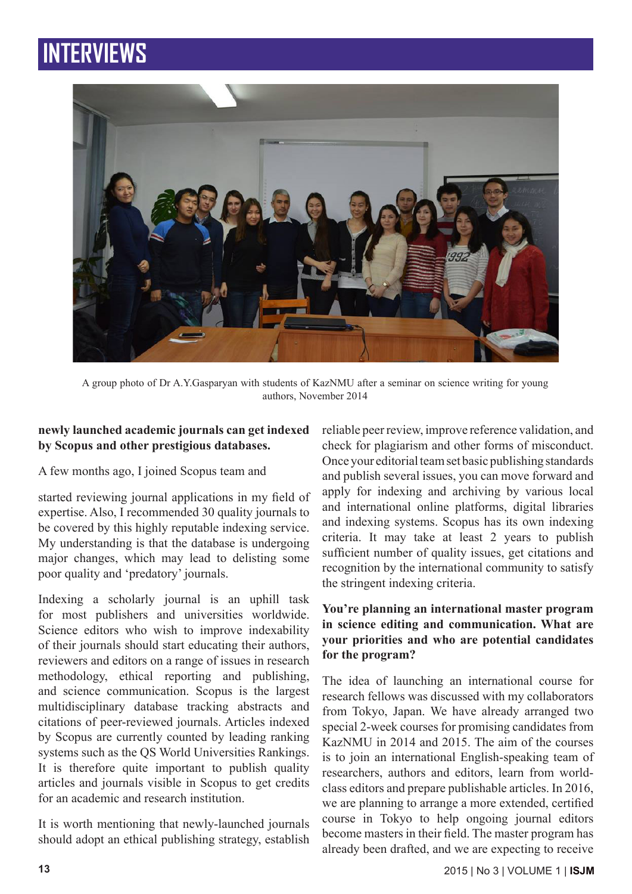# INTERVIEWS

A group photo of Dr A.Y.Gasparyan with students of KazNMU after a seminar on science writing for young authors, November 2014

**newly launched academic journals can get indexed by Scopus and other prestigious databases.**

A few months ago, I joined Scopus team and

started reviewing journal applications in my field of expertise. Also, I recommended 30 quality journals to be covered by this highly reputable indexing service. My understanding is that the database is undergoing major changes, which may lead to delisting some poor quality and 'predatory' journals.

Indexing a scholarly journal is an uphill task for most publishers and universities worldwide. Science editors who wish to improve indexability of their journals should start educating their authors, reviewers and editors on a range of issues in research methodology, ethical reporting and publishing, and science communication. Scopus is the largest multidisciplinary database tracking abstracts and citations of peer-reviewed journals. Articles indexed by Scopus are currently counted by leading ranking systems such as the QS World Universities Rankings. It is therefore quite important to publish quality articles and journals visible in Scopus to get credits for an academic and research institution.

It is worth mentioning that newly-launched journals should adopt an ethical publishing strategy, establish reliable peer review, improve reference validation, and check for plagiarism and other forms of misconduct. Once your editorial team set basic publishing standards and publish several issues, you can move forward and apply for indexing and archiving by various local and international online platforms, digital libraries and indexing systems. Scopus has its own indexing criteria. It may take at least 2 years to publish sufficient number of quality issues, get citations and recognition by the international community to satisfy the stringent indexing criteria.

**You're planning an international master program in science editing and communication. What are your priorities and who are potential candidates for the program?**

The idea of launching an international course for research fellows was discussed with my collaborators from Tokyo, Japan. We have already arranged two special 2-week courses for promising candidates from KazNMU in 2014 and 2015. The aim of the courses is to join an international English-speaking team of researchers, authors and editors, learn from world-class editors and prepare publishable articles. In 2016, we are planning to arrange a more extended, certified course in Tokyo to help ongoing journal editors become masters in their field. The master program has already been drafted, and we are expecting to receive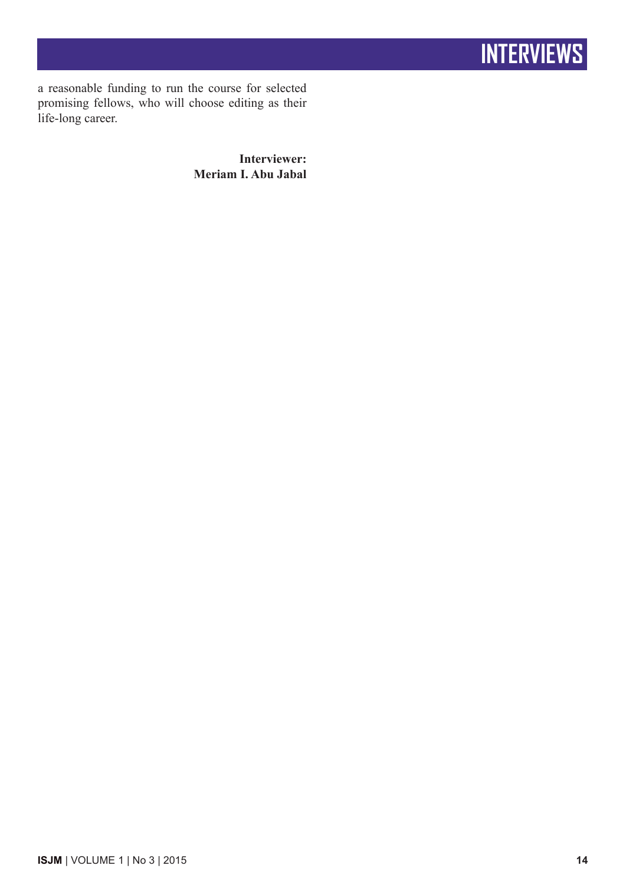a reasonable funding to run the course for selected promising fellows, who will choose editing as their life-long career.

**Interviewer:**
**Meriam I. Abu Jabal**